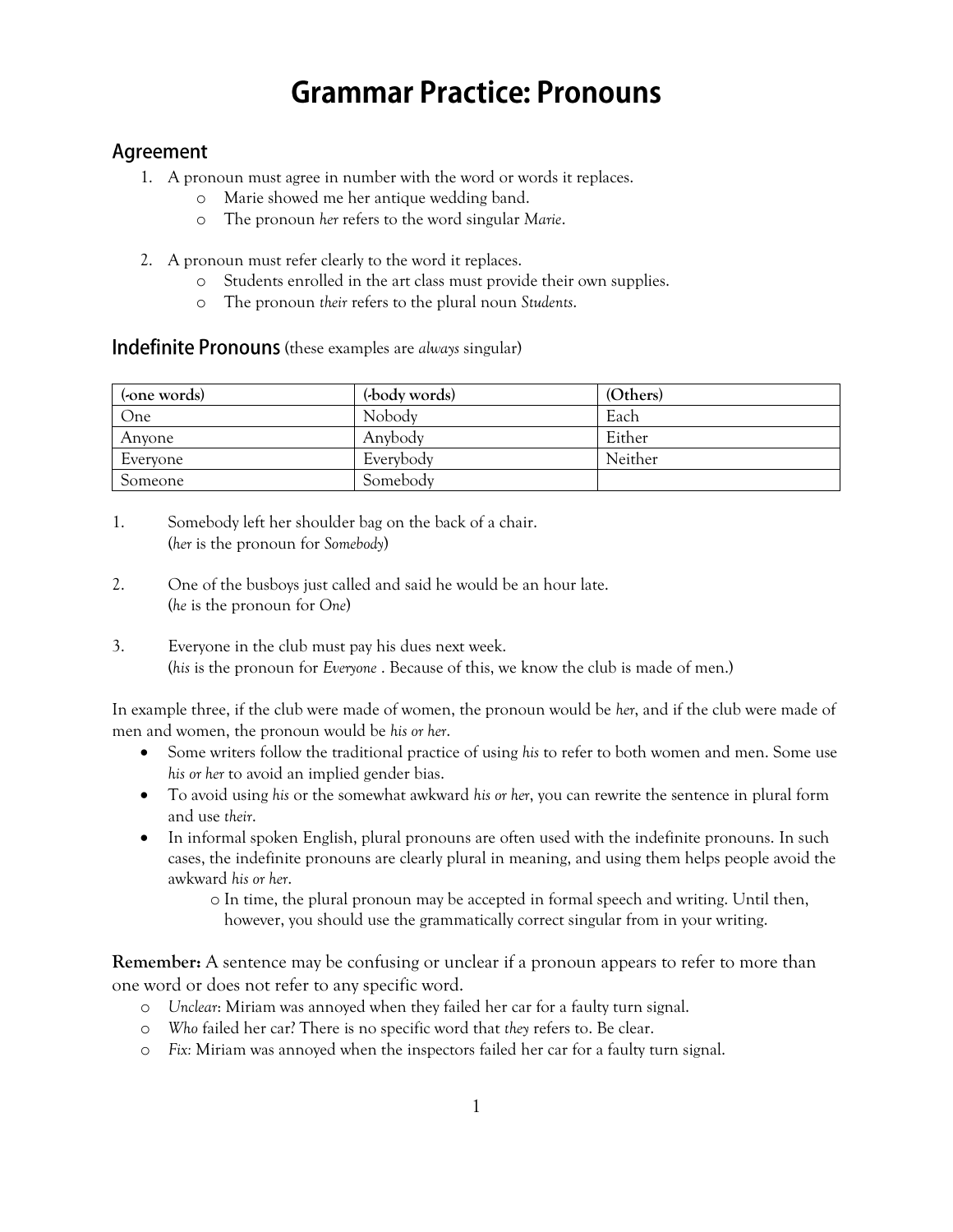# Grammar Practice: Pronouns

## Agreement

1. A pronoun must agree in number with the word or words it replaces.
   - Marie showed me her antique wedding band.
   - The pronoun *her* refers to the word singular *Marie*.

2. A pronoun must refer clearly to the word it replaces.
   - Students enrolled in the art class must provide their own supplies.
   - The pronoun *their* refers to the plural noun *Students*.

## Indefinite Pronouns (these examples are *always* singular)

| (-one words) | (-body words) | (Others) |
|---|---|---|
| One | Nobody | Each |
| Anyone | Anybody | Either |
| Everyone | Everybody | Neither |
| Someone | Somebody | |

1. Somebody left her shoulder bag on the back of a chair.
   (*her* is the pronoun for *Somebody*)

2. One of the busboys just called and said he would be an hour late.
   (*he* is the pronoun for *One*)

3. Everyone in the club must pay his dues next week.
   (*his* is the pronoun for *Everyone* . Because of this, we know the club is made of men.)

In example three, if the club were made of women, the pronoun would be *her*, and if the club were made of men and women, the pronoun would be *his or her*.

- Some writers follow the traditional practice of using *his* to refer to both women and men. Some use *his or her* to avoid an implied gender bias.
- To avoid using *his* or the somewhat awkward *his or her*, you can rewrite the sentence in plural form and use *their*.
- In informal spoken English, plural pronouns are often used with the indefinite pronouns. In such cases, the indefinite pronouns are clearly plural in meaning, and using them helps people avoid the awkward *his or her*.
  - In time, the plural pronoun may be accepted in formal speech and writing. Until then, however, you should use the grammatically correct singular from in your writing.

**Remember:** A sentence may be confusing or unclear if a pronoun appears to refer to more than one word or does not refer to any specific word.

- *Unclear*: Miriam was annoyed when they failed her car for a faulty turn signal.
- *Who* failed her car? There is no specific word that *they* refers to. Be clear.
- *Fix:* Miriam was annoyed when the inspectors failed her car for a faulty turn signal.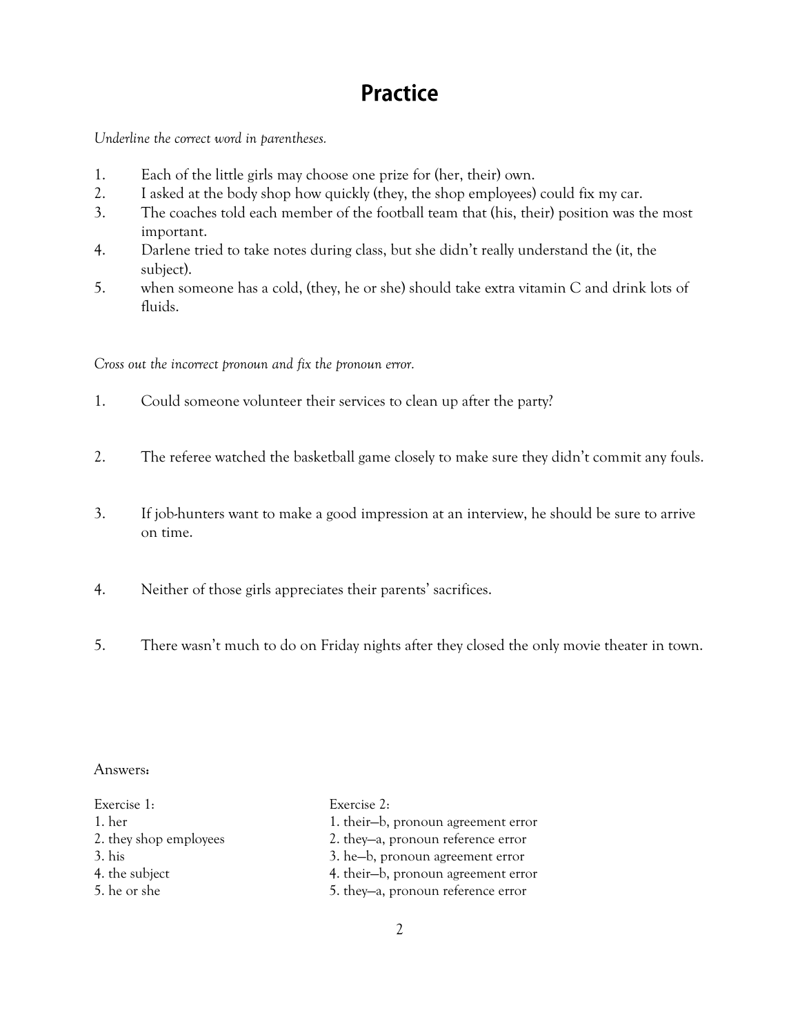# Practice

*Underline the correct word in parentheses.*

1. Each of the little girls may choose one prize for (her, their) own.
2. I asked at the body shop how quickly (they, the shop employees) could fix my car.
3. The coaches told each member of the football team that (his, their) position was the most important.
4. Darlene tried to take notes during class, but she didn't really understand the (it, the subject).
5. when someone has a cold, (they, he or she) should take extra vitamin C and drink lots of fluids.

*Cross out the incorrect pronoun and fix the pronoun error.*

1. Could someone volunteer their services to clean up after the party?
2. The referee watched the basketball game closely to make sure they didn't commit any fouls.
3. If job-hunters want to make a good impression at an interview, he should be sure to arrive on time.
4. Neither of those girls appreciates their parents' sacrifices.
5. There wasn't much to do on Friday nights after they closed the only movie theater in town.

Answers：

Exercise 1:
1. her
2. they shop employees
3. his
4. the subject
5. he or she

Exercise 2:
1. their—b, pronoun agreement error
2. they—a, pronoun reference error
3. he—b, pronoun agreement error
4. their—b, pronoun agreement error
5. they—a, pronoun reference error